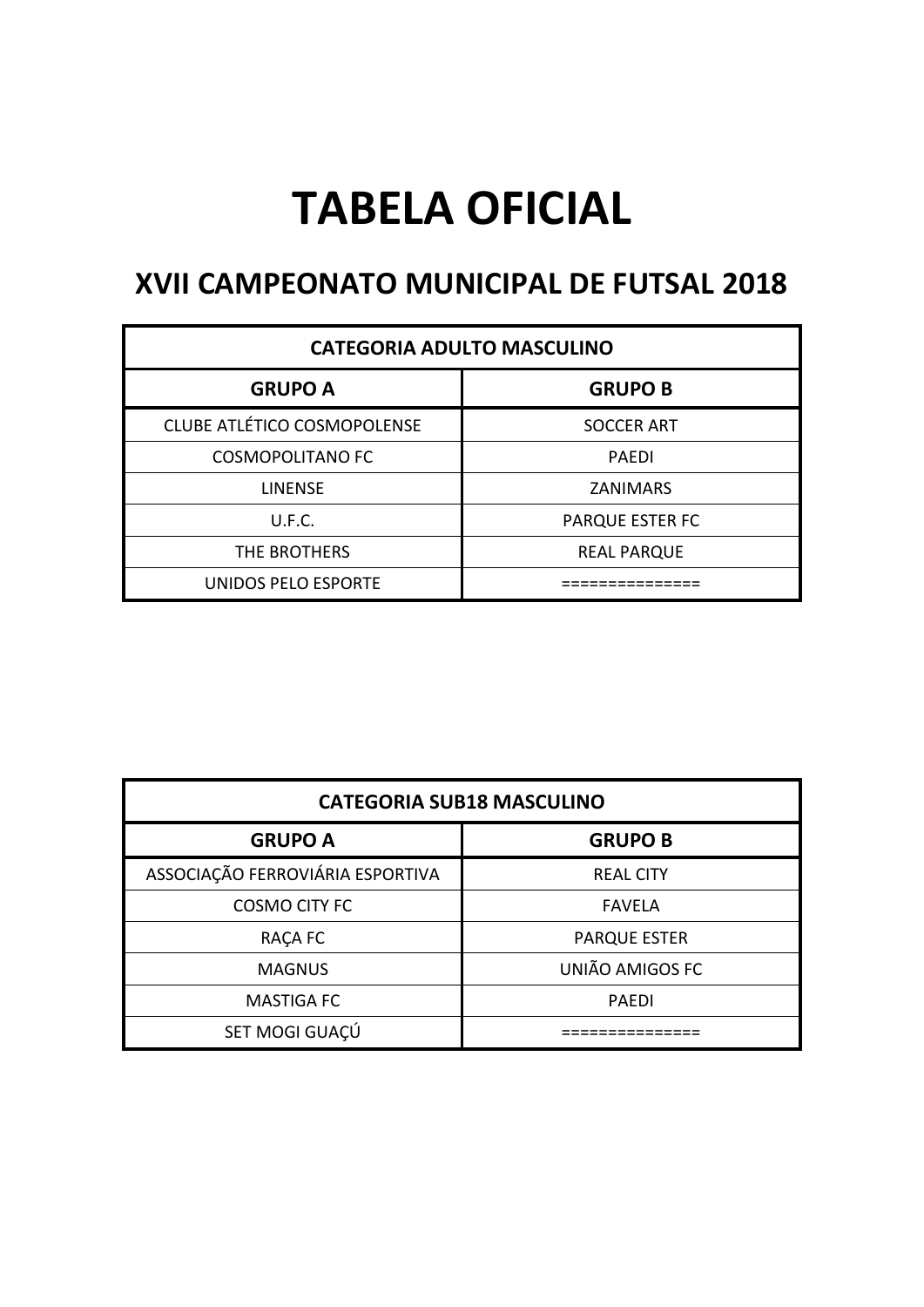# TABELA OFICIAL

## XVII CAMPEONATO MUNICIPAL DE FUTSAL 2018

| CATEGORIA ADULTO MASCULINO | |
|---|---|
| **GRUPO A** | **GRUPO B** |
| CLUBE ATLÉTICO COSMOPOLENSE | SOCCER ART |
| COSMOPOLITANO FC | PAEDI |
| LINENSE | ZANIMARS |
| U.F.C. | PARQUE ESTER FC |
| THE BROTHERS | REAL PARQUE |
| UNIDOS PELO ESPORTE | =============== |

| CATEGORIA SUB18 MASCULINO | |
|---|---|
| **GRUPO A** | **GRUPO B** |
| ASSOCIAÇÃO FERROVIÁRIA ESPORTIVA | REAL CITY |
| COSMO CITY FC | FAVELA |
| RAÇA FC | PARQUE ESTER |
| MAGNUS | UNIÃO AMIGOS FC |
| MASTIGA FC | PAEDI |
| SET MOGI GUAÇÚ | =============== |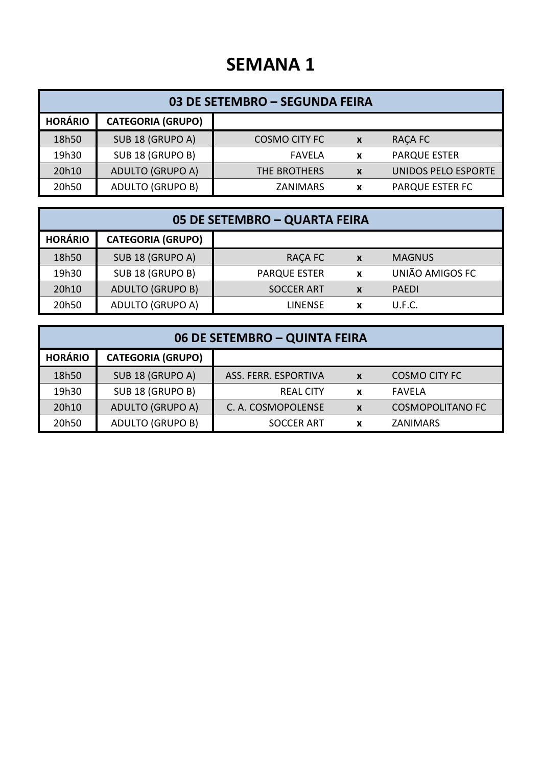# SEMANA 1

| 03 DE SETEMBRO – SEGUNDA FEIRA | | | | |
|---|---|---|---|---|
| **HORÁRIO** | **CATEGORIA (GRUPO)** | | | |
| 18h50 | SUB 18 (GRUPO A) | COSMO CITY FC | x | RAÇA FC |
| 19h30 | SUB 18 (GRUPO B) | FAVELA | x | PARQUE ESTER |
| 20h10 | ADULTO (GRUPO A) | THE BROTHERS | x | UNIDOS PELO ESPORTE |
| 20h50 | ADULTO (GRUPO B) | ZANIMARS | x | PARQUE ESTER FC |

| 05 DE SETEMBRO – QUARTA FEIRA | | | | |
|---|---|---|---|---|
| **HORÁRIO** | **CATEGORIA (GRUPO)** | | | |
| 18h50 | SUB 18 (GRUPO A) | RAÇA FC | x | MAGNUS |
| 19h30 | SUB 18 (GRUPO B) | PARQUE ESTER | x | UNIÃO AMIGOS FC |
| 20h10 | ADULTO (GRUPO B) | SOCCER ART | x | PAEDI |
| 20h50 | ADULTO (GRUPO A) | LINENSE | x | U.F.C. |

| 06 DE SETEMBRO – QUINTA FEIRA | | | | |
|---|---|---|---|---|
| **HORÁRIO** | **CATEGORIA (GRUPO)** | | | |
| 18h50 | SUB 18 (GRUPO A) | ASS. FERR. ESPORTIVA | x | COSMO CITY FC |
| 19h30 | SUB 18 (GRUPO B) | REAL CITY | x | FAVELA |
| 20h10 | ADULTO (GRUPO A) | C. A. COSMOPOLENSE | x | COSMOPOLITANO FC |
| 20h50 | ADULTO (GRUPO B) | SOCCER ART | x | ZANIMARS |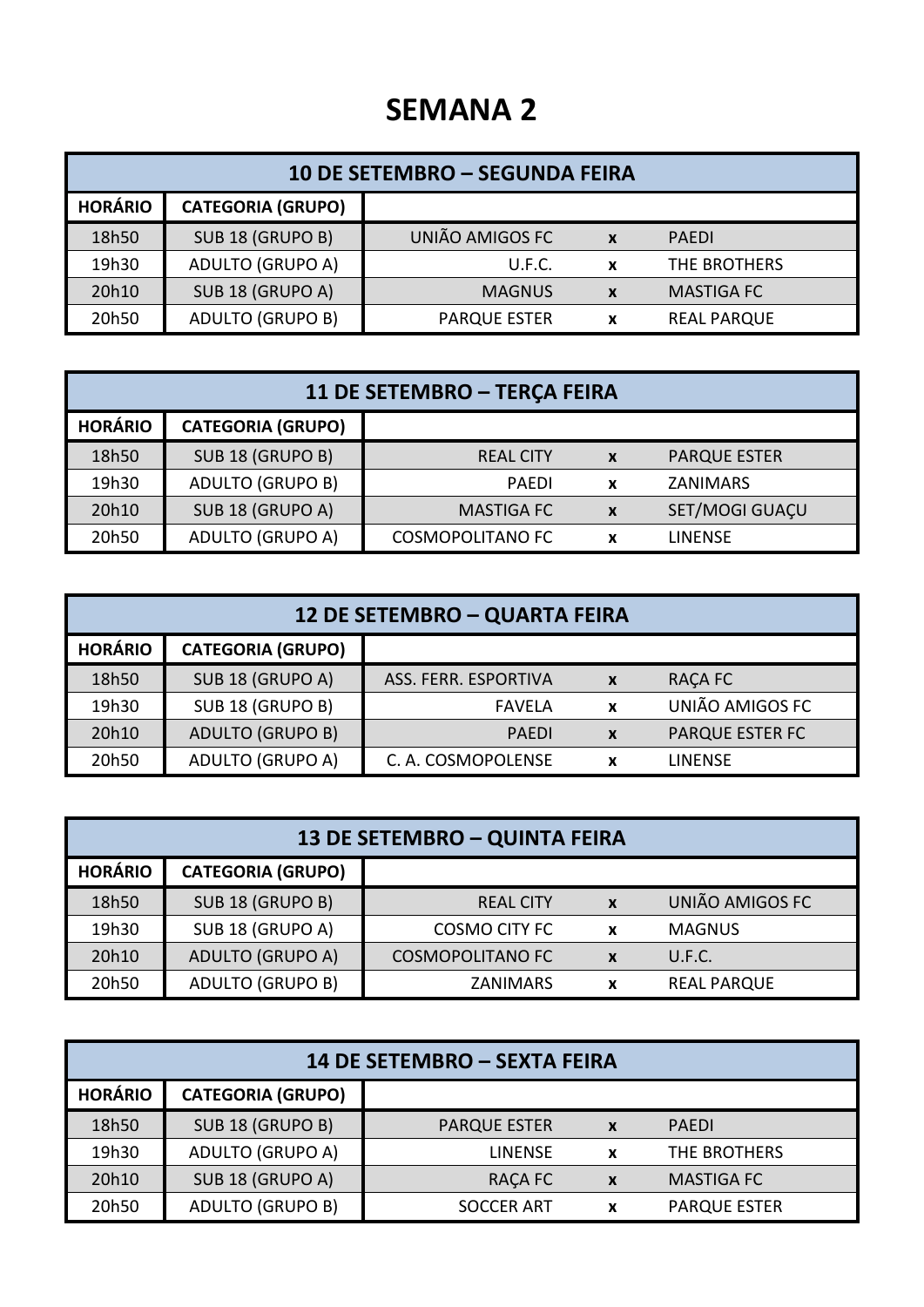# SEMANA 2

| 10 DE SETEMBRO – SEGUNDA FEIRA | | | | |
|---|---|---|---|---|
| **HORÁRIO** | **CATEGORIA (GRUPO)** | | | |
| 18h50 | SUB 18 (GRUPO B) | UNIÃO AMIGOS FC | x | PAEDI |
| 19h30 | ADULTO (GRUPO A) | U.F.C. | x | THE BROTHERS |
| 20h10 | SUB 18 (GRUPO A) | MAGNUS | x | MASTIGA FC |
| 20h50 | ADULTO (GRUPO B) | PARQUE ESTER | x | REAL PARQUE |

| 11 DE SETEMBRO – TERÇA FEIRA | | | | |
|---|---|---|---|---|
| **HORÁRIO** | **CATEGORIA (GRUPO)** | | | |
| 18h50 | SUB 18 (GRUPO B) | REAL CITY | x | PARQUE ESTER |
| 19h30 | ADULTO (GRUPO B) | PAEDI | x | ZANIMARS |
| 20h10 | SUB 18 (GRUPO A) | MASTIGA FC | x | SET/MOGI GUAÇU |
| 20h50 | ADULTO (GRUPO A) | COSMOPOLITANO FC | x | LINENSE |

| 12 DE SETEMBRO – QUARTA FEIRA | | | | |
|---|---|---|---|---|
| **HORÁRIO** | **CATEGORIA (GRUPO)** | | | |
| 18h50 | SUB 18 (GRUPO A) | ASS. FERR. ESPORTIVA | x | RAÇA FC |
| 19h30 | SUB 18 (GRUPO B) | FAVELA | x | UNIÃO AMIGOS FC |
| 20h10 | ADULTO (GRUPO B) | PAEDI | x | PARQUE ESTER FC |
| 20h50 | ADULTO (GRUPO A) | C. A. COSMOPOLENSE | x | LINENSE |

| 13 DE SETEMBRO – QUINTA FEIRA | | | | |
|---|---|---|---|---|
| **HORÁRIO** | **CATEGORIA (GRUPO)** | | | |
| 18h50 | SUB 18 (GRUPO B) | REAL CITY | x | UNIÃO AMIGOS FC |
| 19h30 | SUB 18 (GRUPO A) | COSMO CITY FC | x | MAGNUS |
| 20h10 | ADULTO (GRUPO A) | COSMOPOLITANO FC | x | U.F.C. |
| 20h50 | ADULTO (GRUPO B) | ZANIMARS | x | REAL PARQUE |

| 14 DE SETEMBRO – SEXTA FEIRA | | | | |
|---|---|---|---|---|
| **HORÁRIO** | **CATEGORIA (GRUPO)** | | | |
| 18h50 | SUB 18 (GRUPO B) | PARQUE ESTER | x | PAEDI |
| 19h30 | ADULTO (GRUPO A) | LINENSE | x | THE BROTHERS |
| 20h10 | SUB 18 (GRUPO A) | RAÇA FC | x | MASTIGA FC |
| 20h50 | ADULTO (GRUPO B) | SOCCER ART | x | PARQUE ESTER |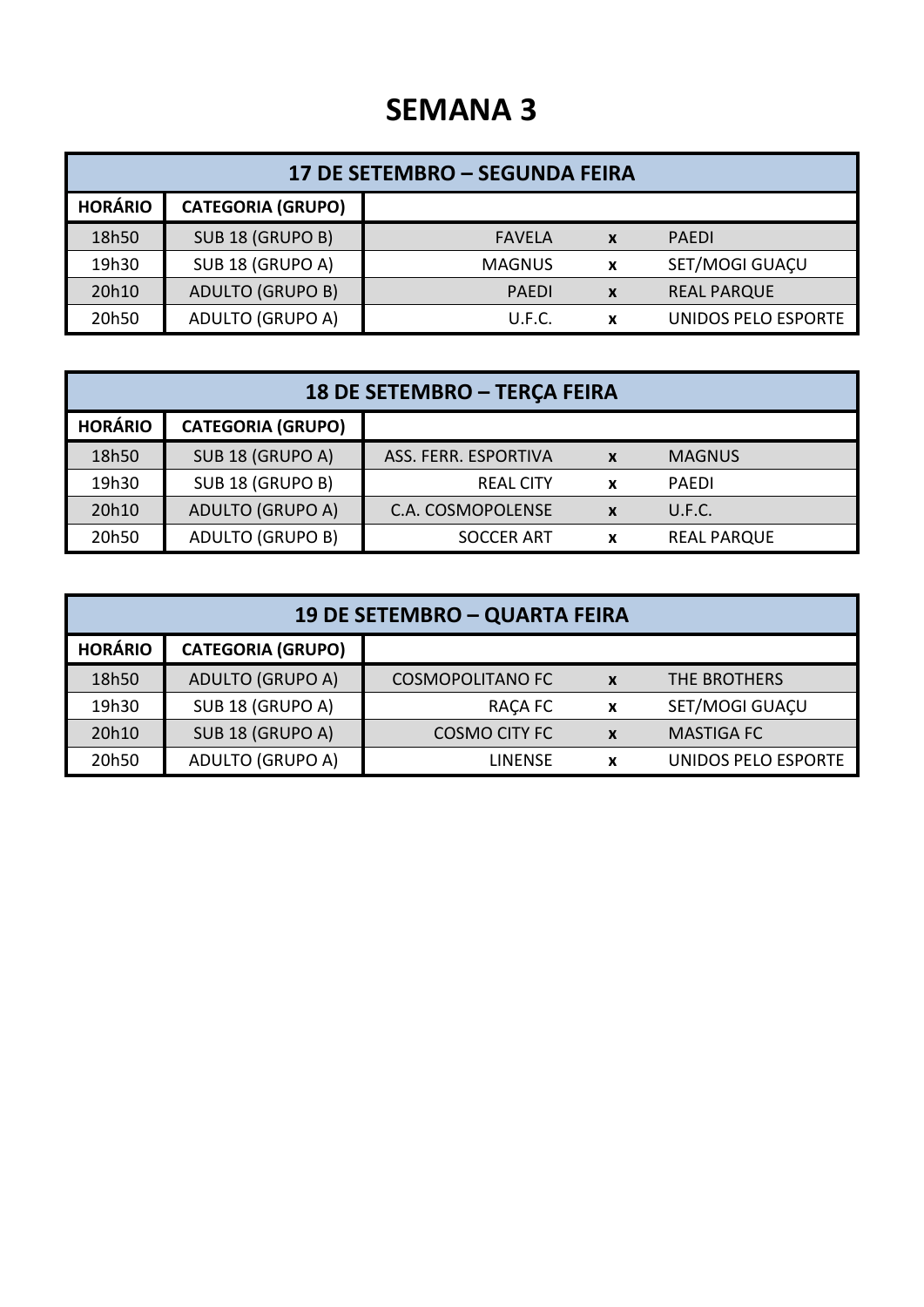# SEMANA 3

| 17 DE SETEMBRO – SEGUNDA FEIRA | | | | |
|---|---|---|---|---|
| **HORÁRIO** | **CATEGORIA (GRUPO)** | | | |
| 18h50 | SUB 18 (GRUPO B) | FAVELA | x | PAEDI |
| 19h30 | SUB 18 (GRUPO A) | MAGNUS | x | SET/MOGI GUAÇU |
| 20h10 | ADULTO (GRUPO B) | PAEDI | x | REAL PARQUE |
| 20h50 | ADULTO (GRUPO A) | U.F.C. | x | UNIDOS PELO ESPORTE |

| 18 DE SETEMBRO – TERÇA FEIRA | | | | |
|---|---|---|---|---|
| **HORÁRIO** | **CATEGORIA (GRUPO)** | | | |
| 18h50 | SUB 18 (GRUPO A) | ASS. FERR. ESPORTIVA | x | MAGNUS |
| 19h30 | SUB 18 (GRUPO B) | REAL CITY | x | PAEDI |
| 20h10 | ADULTO (GRUPO A) | C.A. COSMOPOLENSE | x | U.F.C. |
| 20h50 | ADULTO (GRUPO B) | SOCCER ART | x | REAL PARQUE |

| 19 DE SETEMBRO – QUARTA FEIRA | | | | |
|---|---|---|---|---|
| **HORÁRIO** | **CATEGORIA (GRUPO)** | | | |
| 18h50 | ADULTO (GRUPO A) | COSMOPOLITANO FC | x | THE BROTHERS |
| 19h30 | SUB 18 (GRUPO A) | RAÇA FC | x | SET/MOGI GUAÇU |
| 20h10 | SUB 18 (GRUPO A) | COSMO CITY FC | x | MASTIGA FC |
| 20h50 | ADULTO (GRUPO A) | LINENSE | x | UNIDOS PELO ESPORTE |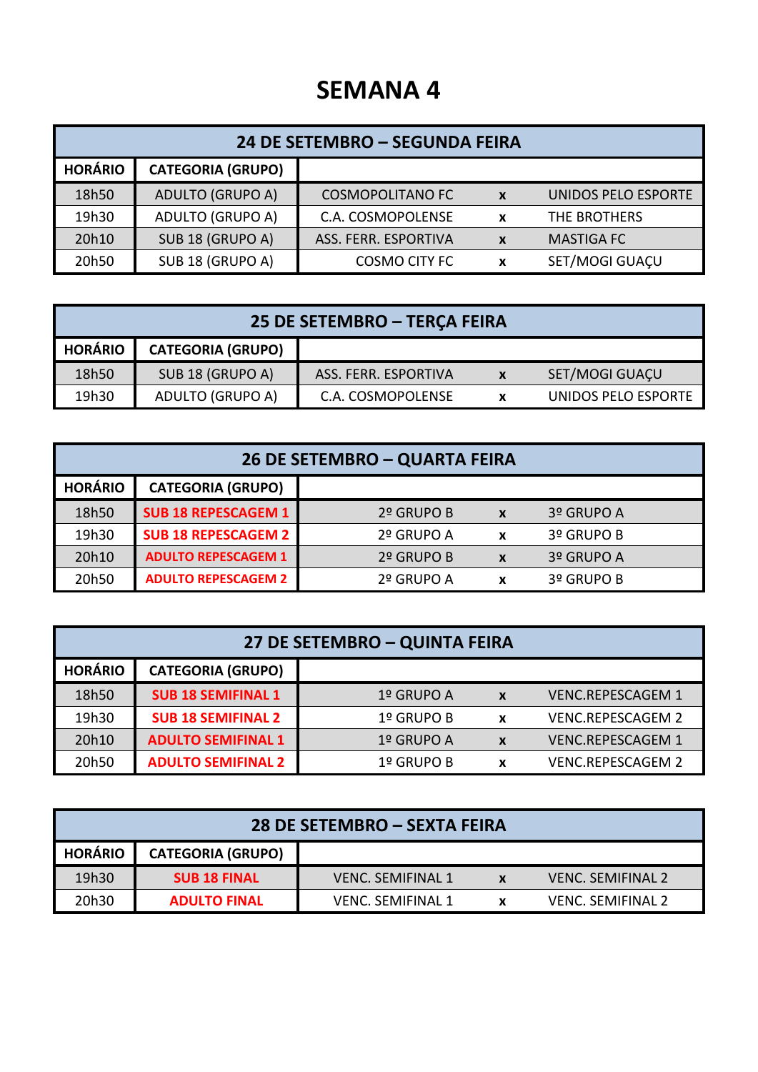# SEMANA 4

| 24 DE SETEMBRO – SEGUNDA FEIRA | | | | |
|---|---|---|---|---|
| **HORÁRIO** | **CATEGORIA (GRUPO)** | | | |
| 18h50 | ADULTO (GRUPO A) | COSMOPOLITANO FC | x | UNIDOS PELO ESPORTE |
| 19h30 | ADULTO (GRUPO A) | C.A. COSMOPOLENSE | x | THE BROTHERS |
| 20h10 | SUB 18 (GRUPO A) | ASS. FERR. ESPORTIVA | x | MASTIGA FC |
| 20h50 | SUB 18 (GRUPO A) | COSMO CITY FC | x | SET/MOGI GUAÇU |

| 25 DE SETEMBRO – TERÇA FEIRA | | | | |
|---|---|---|---|---|
| **HORÁRIO** | **CATEGORIA (GRUPO)** | | | |
| 18h50 | SUB 18 (GRUPO A) | ASS. FERR. ESPORTIVA | x | SET/MOGI GUAÇU |
| 19h30 | ADULTO (GRUPO A) | C.A. COSMOPOLENSE | x | UNIDOS PELO ESPORTE |

| 26 DE SETEMBRO – QUARTA FEIRA | | | | |
|---|---|---|---|---|
| **HORÁRIO** | **CATEGORIA (GRUPO)** | | | |
| 18h50 | **SUB 18 REPESCAGEM 1** | 2º GRUPO B | x | 3º GRUPO A |
| 19h30 | **SUB 18 REPESCAGEM 2** | 2º GRUPO A | x | 3º GRUPO B |
| 20h10 | **ADULTO REPESCAGEM 1** | 2º GRUPO B | x | 3º GRUPO A |
| 20h50 | **ADULTO REPESCAGEM 2** | 2º GRUPO A | x | 3º GRUPO B |

| 27 DE SETEMBRO – QUINTA FEIRA | | | | |
|---|---|---|---|---|
| **HORÁRIO** | **CATEGORIA (GRUPO)** | | | |
| 18h50 | **SUB 18 SEMIFINAL 1** | 1º GRUPO A | x | VENC.REPESCAGEM 1 |
| 19h30 | **SUB 18 SEMIFINAL 2** | 1º GRUPO B | x | VENC.REPESCAGEM 2 |
| 20h10 | **ADULTO SEMIFINAL 1** | 1º GRUPO A | x | VENC.REPESCAGEM 1 |
| 20h50 | **ADULTO SEMIFINAL 2** | 1º GRUPO B | x | VENC.REPESCAGEM 2 |

| 28 DE SETEMBRO – SEXTA FEIRA | | | | |
|---|---|---|---|---|
| **HORÁRIO** | **CATEGORIA (GRUPO)** | | | |
| 19h30 | **SUB 18 FINAL** | VENC. SEMIFINAL 1 | x | VENC. SEMIFINAL 2 |
| 20h30 | **ADULTO FINAL** | VENC. SEMIFINAL 1 | x | VENC. SEMIFINAL 2 |